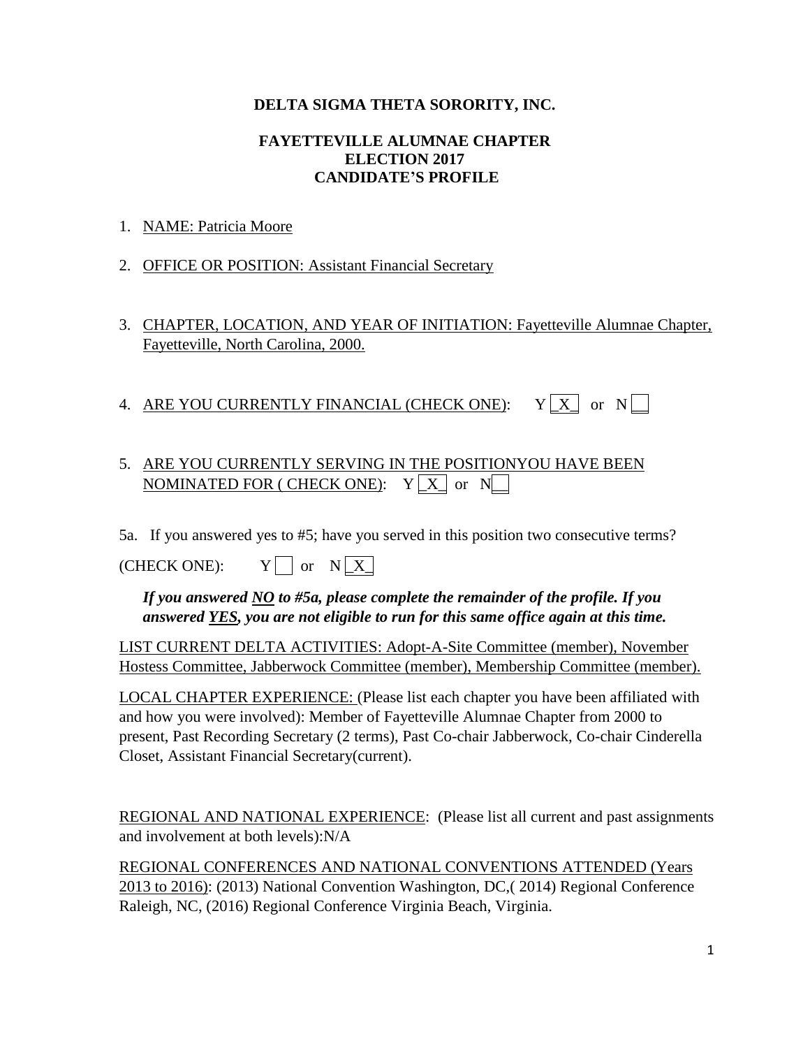**DELTA SIGMA THETA SORORITY, INC.**

**FAYETTEVILLE ALUMNAE CHAPTER**
**ELECTION 2017**
**CANDIDATE'S PROFILE**

1. NAME: Patricia Moore

2. OFFICE OR POSITION: Assistant Financial Secretary

3. CHAPTER, LOCATION, AND YEAR OF INITIATION: Fayetteville Alumnae Chapter, Fayetteville, North Carolina, 2000.

4. ARE YOU CURRENTLY FINANCIAL (CHECK ONE): Y [X] or N [ ]

5. ARE YOU CURRENTLY SERVING IN THE POSITIONYOU HAVE BEEN NOMINATED FOR ( CHECK ONE): Y [X] or N [ ]

5a. If you answered yes to #5; have you served in this position two consecutive terms?

(CHECK ONE): Y [ ] or N [X]

***If you answered NO to #5a, please complete the remainder of the profile. If you answered YES, you are not eligible to run for this same office again at this time.***

LIST CURRENT DELTA ACTIVITIES: Adopt-A-Site Committee (member), November Hostess Committee, Jabberwock Committee (member), Membership Committee (member).

LOCAL CHAPTER EXPERIENCE: (Please list each chapter you have been affiliated with and how you were involved): Member of Fayetteville Alumnae Chapter from 2000 to present, Past Recording Secretary (2 terms), Past Co-chair Jabberwock, Co-chair Cinderella Closet, Assistant Financial Secretary(current).

REGIONAL AND NATIONAL EXPERIENCE: (Please list all current and past assignments and involvement at both levels):N/A

REGIONAL CONFERENCES AND NATIONAL CONVENTIONS ATTENDED (Years 2013 to 2016): (2013) National Convention Washington, DC,( 2014) Regional Conference Raleigh, NC, (2016) Regional Conference Virginia Beach, Virginia.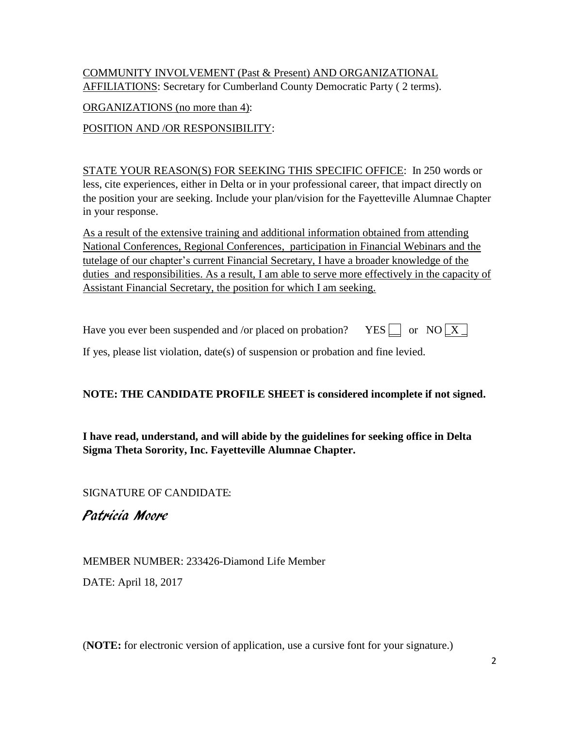COMMUNITY INVOLVEMENT (Past & Present) AND ORGANIZATIONAL AFFILIATIONS: Secretary for Cumberland County Democratic Party ( 2 terms).

ORGANIZATIONS (no more than 4):

POSITION AND /OR RESPONSIBILITY:

STATE YOUR REASON(S) FOR SEEKING THIS SPECIFIC OFFICE: In 250 words or less, cite experiences, either in Delta or in your professional career, that impact directly on the position your are seeking. Include your plan/vision for the Fayetteville Alumnae Chapter in your response.

As a result of the extensive training and additional information obtained from attending National Conferences, Regional Conferences, participation in Financial Webinars and the tutelage of our chapter's current Financial Secretary, I have a broader knowledge of the duties and responsibilities. As a result, I am able to serve more effectively in the capacity of Assistant Financial Secretary, the position for which I am seeking.

Have you ever been suspended and /or placed on probation? YES [ ] or NO [X]

If yes, please list violation, date(s) of suspension or probation and fine levied.

**NOTE: THE CANDIDATE PROFILE SHEET is considered incomplete if not signed.**

**I have read, understand, and will abide by the guidelines for seeking office in Delta Sigma Theta Sorority, Inc. Fayetteville Alumnae Chapter.**

SIGNATURE OF CANDIDATE:

*Patricia Moore*

MEMBER NUMBER: 233426-Diamond Life Member

DATE: April 18, 2017

(**NOTE:** for electronic version of application, use a cursive font for your signature.)